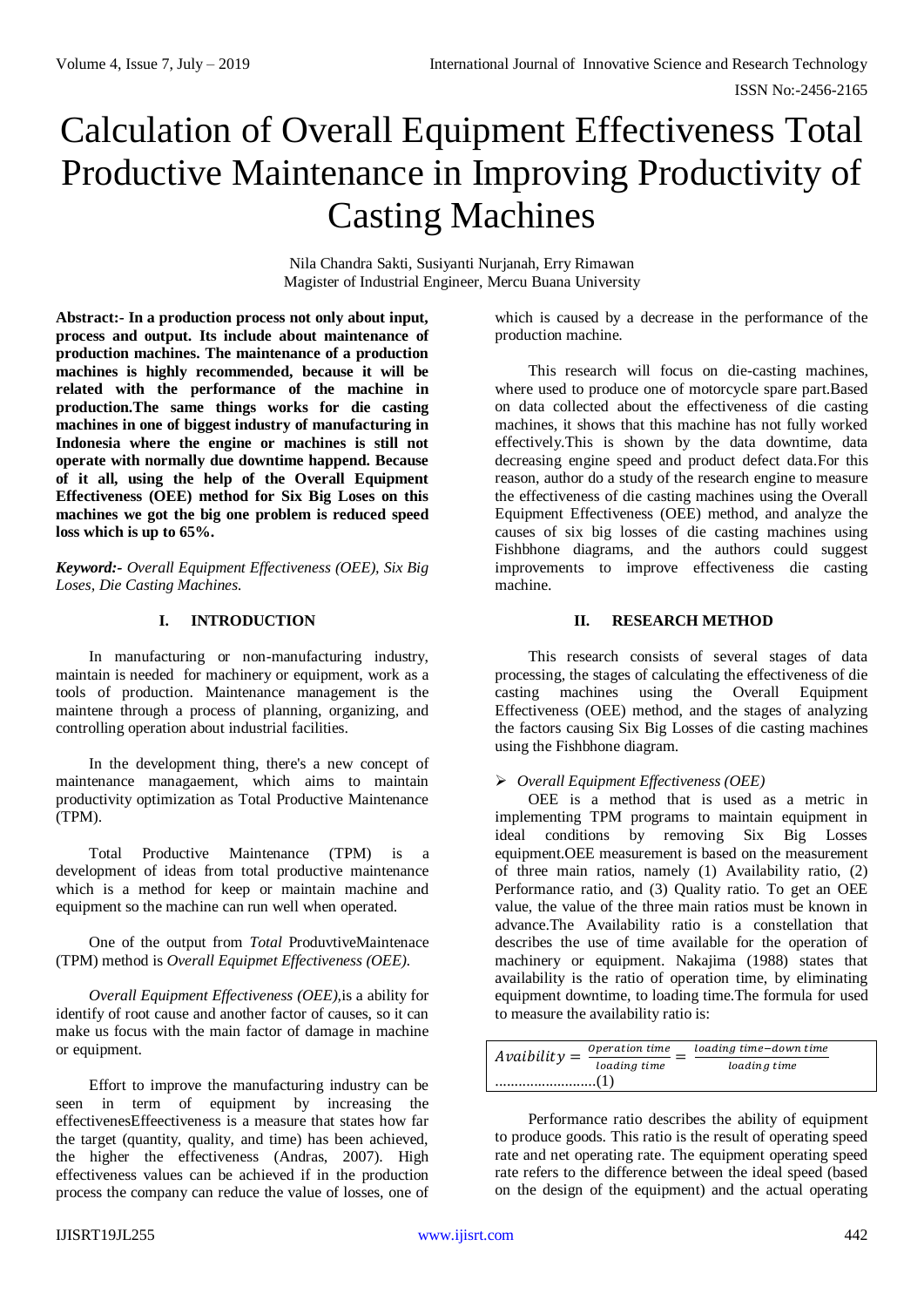# Calculation of Overall Equipment Effectiveness Total Productive Maintenance in Improving Productivity of Casting Machines

Nila Chandra Sakti, Susiyanti Nurjanah, Erry Rimawan
Magister of Industrial Engineer, Mercu Buana University

**Abstract:- In a production process not only about input, process and output. Its include about maintenance of production machines. The maintenance of a production machines is highly recommended, because it will be related with the performance of the machine in production.The same things works for die casting machines in one of biggest industry of manufacturing in Indonesia where the engine or machines is still not operate with normally due downtime happend. Because of it all, using the help of the Overall Equipment Effectiveness (OEE) method for Six Big Loses on this machines we got the big one problem is reduced speed loss which is up to 65%.**

***Keyword:-*** *Overall Equipment Effectiveness (OEE), Six Big Loses, Die Casting Machines.*

## I. INTRODUCTION

In manufacturing or non-manufacturing industry, maintain is needed for machinery or equipment, work as a tools of production. Maintenance management is the maintene through a process of planning, organizing, and controlling operation about industrial facilities.

In the development thing, there's a new concept of maintenance managaement, which aims to maintain productivity optimization as Total Productive Maintenance (TPM).

Total Productive Maintenance (TPM) is a development of ideas from total productive maintenance which is a method for keep or maintain machine and equipment so the machine can run well when operated.

One of the output from *Total* ProduvtiveMaintenace (TPM) method is *Overall Equipmet Effectiveness (OEE).*

*Overall Equipment Effectiveness (OEE),*is a ability for identify of root cause and another factor of causes, so it can make us focus with the main factor of damage in machine or equipment.

Effort to improve the manufacturing industry can be seen in term of equipment by increasing the effectivenesEffeectiveness is a measure that states how far the target (quantity, quality, and time) has been achieved, the higher the effectiveness (Andras, 2007). High effectiveness values can be achieved if in the production process the company can reduce the value of losses, one of which is caused by a decrease in the performance of the production machine.

This research will focus on die-casting machines, where used to produce one of motorcycle spare part.Based on data collected about the effectiveness of die casting machines, it shows that this machine has not fully worked effectively.This is shown by the data downtime, data decreasing engine speed and product defect data.For this reason, author do a study of the research engine to measure the effectiveness of die casting machines using the Overall Equipment Effectiveness (OEE) method, and analyze the causes of six big losses of die casting machines using Fishbhone diagrams, and the authors could suggest improvements to improve effectiveness die casting machine.

## II. RESEARCH METHOD

This research consists of several stages of data processing, the stages of calculating the effectiveness of die casting machines using the Overall Equipment Effectiveness (OEE) method, and the stages of analyzing the factors causing Six Big Losses of die casting machines using the Fishbhone diagram.

### ➢ *Overall Equipment Effectiveness (OEE)*

OEE is a method that is used as a metric in implementing TPM programs to maintain equipment in ideal conditions by removing Six Big Losses equipment.OEE measurement is based on the measurement of three main ratios, namely (1) Availability ratio, (2) Performance ratio, and (3) Quality ratio. To get an OEE value, the value of the three main ratios must be known in advance.The Availability ratio is a constellation that describes the use of time available for the operation of machinery or equipment. Nakajima (1988) states that availability is the ratio of operation time, by eliminating equipment downtime, to loading time.The formula for used to measure the availability ratio is:

$$Avaibility = \frac{Operation\ time}{loading\ time} = \frac{loading\ time - down\ time}{loading\ time} \quad ..........................(1)$$

Performance ratio describes the ability of equipment to produce goods. This ratio is the result of operating speed rate and net operating rate. The equipment operating speed rate refers to the difference between the ideal speed (based on the design of the equipment) and the actual operating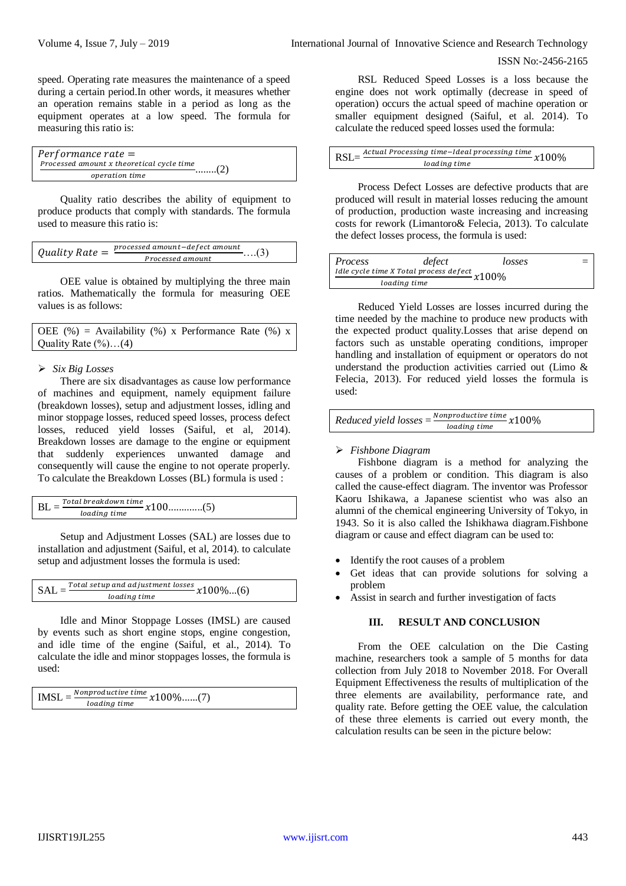speed. Operating rate measures the maintenance of a speed during a certain period.In other words, it measures whether an operation remains stable in a period as long as the equipment operates at a low speed. The formula for measuring this ratio is:

$$Performance\ rate = \frac{Processed\ amount\ x\ theoretical\ cycle\ time}{operation\ time} \quad ........(2)$$

Quality ratio describes the ability of equipment to produce products that comply with standards. The formula used to measure this ratio is:

$$Quality\ Rate = \frac{processed\ amount - defect\ amount}{Processed\ amount} \quad ....(3)$$

OEE value is obtained by multiplying the three main ratios. Mathematically the formula for measuring OEE values is as follows:

OEE (%) = Availability (%) x Performance Rate (%) x Quality Rate (%)…(4)

➢ *Six Big Losses*

There are six disadvantages as cause low performance of machines and equipment, namely equipment failure (breakdown losses), setup and adjustment losses, idling and minor stoppage losses, reduced speed losses, process defect losses, reduced yield losses (Saiful, et al, 2014). Breakdown losses are damage to the engine or equipment that suddenly experiences unwanted damage and consequently will cause the engine to not operate properly. To calculate the Breakdown Losses (BL) formula is used :

$$BL = \frac{Total\ breakdown\ time}{loading\ time} x100 \quad .............(5)$$

Setup and Adjustment Losses (SAL) are losses due to installation and adjustment (Saiful, et al, 2014). to calculate setup and adjustment losses the formula is used:

$$SAL = \frac{Total\ setup\ and\ adjustment\ losses}{loading\ time} x100\% \quad ...(6)$$

Idle and Minor Stoppage Losses (IMSL) are caused by events such as short engine stops, engine congestion, and idle time of the engine (Saiful, et al., 2014). To calculate the idle and minor stoppages losses, the formula is used:

$$IMSL = \frac{Nonproductive\ time}{loading\ time} x100\% \quad ......(7)$$

RSL Reduced Speed Losses is a loss because the engine does not work optimally (decrease in speed of operation) occurs the actual speed of machine operation or smaller equipment designed (Saiful, et al. 2014). To calculate the reduced speed losses used the formula:

$$RSL = \frac{Actual\ Processing\ time - Ideal\ processing\ time}{loading\ time} x100\%$$

Process Defect Losses are defective products that are produced will result in material losses reducing the amount of production, production waste increasing and increasing costs for rework (Limantoro& Felecia, 2013). To calculate the defect losses process, the formula is used:

$$Process\ defect\ losses = \frac{Idle\ cycle\ time\ X\ Total\ process\ defect}{loading\ time} x100\%$$

Reduced Yield Losses are losses incurred during the time needed by the machine to produce new products with the expected product quality.Losses that arise depend on factors such as unstable operating conditions, improper handling and installation of equipment or operators do not understand the production activities carried out (Limo & Felecia, 2013). For reduced yield losses the formula is used:

$$Reduced\ yield\ losses = \frac{Nonproductive\ time}{loading\ time} x100\%$$

➢ *Fishbone Diagram*

Fishbone diagram is a method for analyzing the causes of a problem or condition. This diagram is also called the cause-effect diagram. The inventor was Professor Kaoru Ishikawa, a Japanese scientist who was also an alumni of the chemical engineering University of Tokyo, in 1943. So it is also called the Ishikhawa diagram.Fishbone diagram or cause and effect diagram can be used to:

- Identify the root causes of a problem
- Get ideas that can provide solutions for solving a problem
- Assist in search and further investigation of facts

## III. RESULT AND CONCLUSION

From the OEE calculation on the Die Casting machine, researchers took a sample of 5 months for data collection from July 2018 to November 2018. For Overall Equipment Effectiveness the results of multiplication of the three elements are availability, performance rate, and quality rate. Before getting the OEE value, the calculation of these three elements is carried out every month, the calculation results can be seen in the picture below: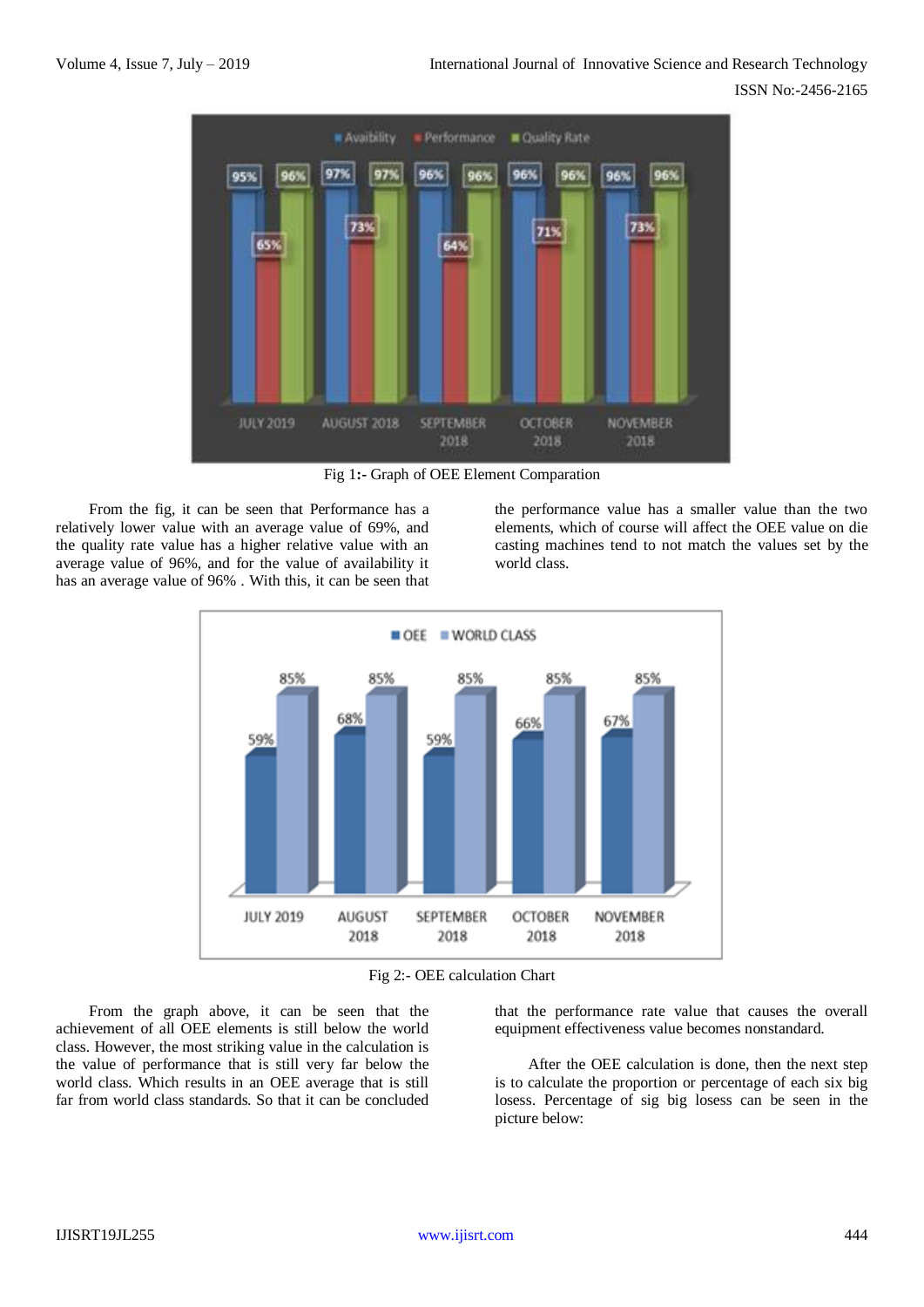Fig 1:- Graph of OEE Element Comparation

From the fig, it can be seen that Performance has a relatively lower value with an average value of 69%, and the quality rate value has a higher relative value with an average value of 96%, and for the value of availability it has an average value of 96% . With this, it can be seen that the performance value has a smaller value than the two elements, which of course will affect the OEE value on die casting machines tend to not match the values set by the world class.

Fig 2:- OEE calculation Chart

From the graph above, it can be seen that the achievement of all OEE elements is still below the world class. However, the most striking value in the calculation is the value of performance that is still very far below the world class. Which results in an OEE average that is still far from world class standards. So that it can be concluded that the performance rate value that causes the overall equipment effectiveness value becomes nonstandard.

After the OEE calculation is done, then the next step is to calculate the proportion or percentage of each six big losess. Percentage of sig big losess can be seen in the picture below: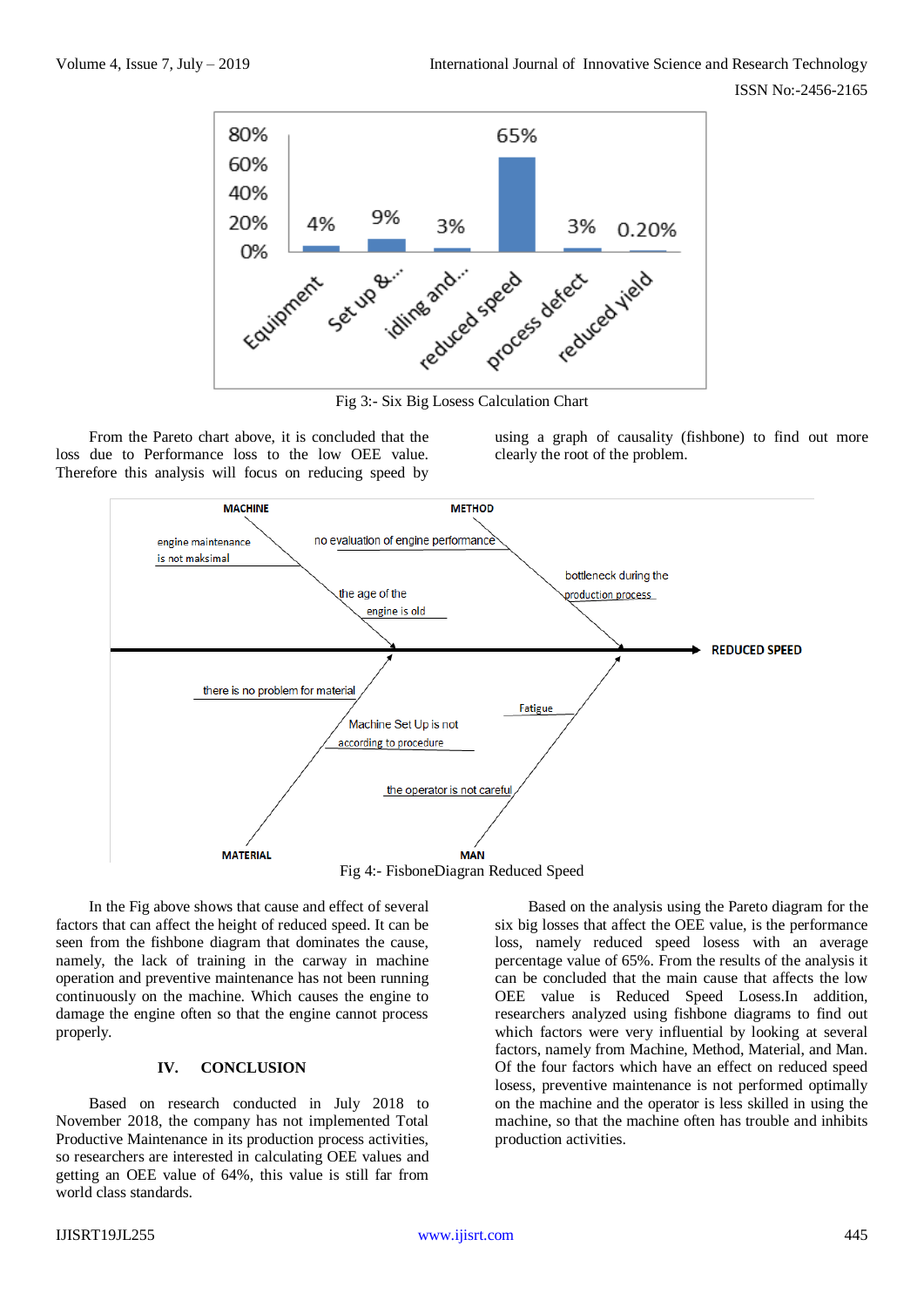Fig 3:- Six Big Losess Calculation Chart

From the Pareto chart above, it is concluded that the loss due to Performance loss to the low OEE value. Therefore this analysis will focus on reducing speed by using a graph of causality (fishbone) to find out more clearly the root of the problem.

Fig 4:- FisboneDiagran Reduced Speed

In the Fig above shows that cause and effect of several factors that can affect the height of reduced speed. It can be seen from the fishbone diagram that dominates the cause, namely, the lack of training in the carway in machine operation and preventive maintenance has not been running continuously on the machine. Which causes the engine to damage the engine often so that the engine cannot process properly.

## IV. CONCLUSION

Based on research conducted in July 2018 to November 2018, the company has not implemented Total Productive Maintenance in its production process activities, so researchers are interested in calculating OEE values and getting an OEE value of 64%, this value is still far from world class standards.

Based on the analysis using the Pareto diagram for the six big losses that affect the OEE value, is the performance loss, namely reduced speed losses with an average percentage value of 65%. From the results of the analysis it can be concluded that the main cause that affects the low OEE value is Reduced Speed Losess.In addition, researchers analyzed using fishbone diagrams to find out which factors were very influential by looking at several factors, namely from Machine, Method, Material, and Man. Of the four factors which have an effect on reduced speed losess, preventive maintenance is not performed optimally on the machine and the operator is less skilled in using the machine, so that the machine often has trouble and inhibits production activities.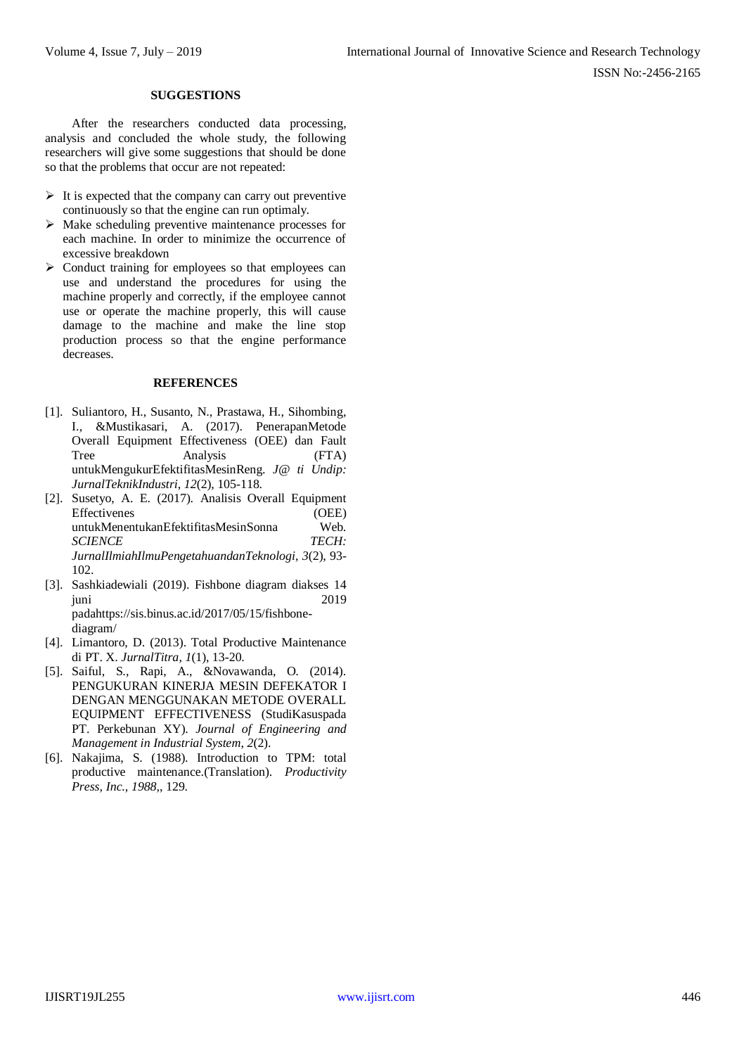## SUGGESTIONS

After the researchers conducted data processing, analysis and concluded the whole study, the following researchers will give some suggestions that should be done so that the problems that occur are not repeated:

- It is expected that the company can carry out preventive continuously so that the engine can run optimaly.
- Make scheduling preventive maintenance processes for each machine. In order to minimize the occurrence of excessive breakdown
- Conduct training for employees so that employees can use and understand the procedures for using the machine properly and correctly, if the employee cannot use or operate the machine properly, this will cause damage to the machine and make the line stop production process so that the engine performance decreases.

## REFERENCES

- [1]. Suliantoro, H., Susanto, N., Prastawa, H., Sihombing, I., &Mustikasari, A. (2017). PenerapanMetode Overall Equipment Effectiveness (OEE) dan Fault Tree Analysis (FTA) untukMengukurEfektifitasMesinReng. *J@ ti Undip: JurnalTeknikIndustri*, *12*(2), 105-118.
- [2]. Susetyo, A. E. (2017). Analisis Overall Equipment Effectivenes (OEE) untukMenentukanEfektifitasMesinSonna Web. *SCIENCE TECH: JurnalIlmiahIlmuPengetahuandanTeknologi*, *3*(2), 93-102.
- [3]. Sashkiadewiali (2019). Fishbone diagram diakses 14 juni 2019 padahttps://sis.binus.ac.id/2017/05/15/fishbone-diagram/
- [4]. Limantoro, D. (2013). Total Productive Maintenance di PT. X. *JurnalTitra*, *1*(1), 13-20.
- [5]. Saiful, S., Rapi, A., &Novawanda, O. (2014). PENGUKURAN KINERJA MESIN DEFEKATOR I DENGAN MENGGUNAKAN METODE OVERALL EQUIPMENT EFFECTIVENESS (StudiKasuspada PT. Perkebunan XY). *Journal of Engineering and Management in Industrial System*, *2*(2).
- [6]. Nakajima, S. (1988). Introduction to TPM: total productive maintenance.(Translation). *Productivity Press, Inc., 1988*,, 129.